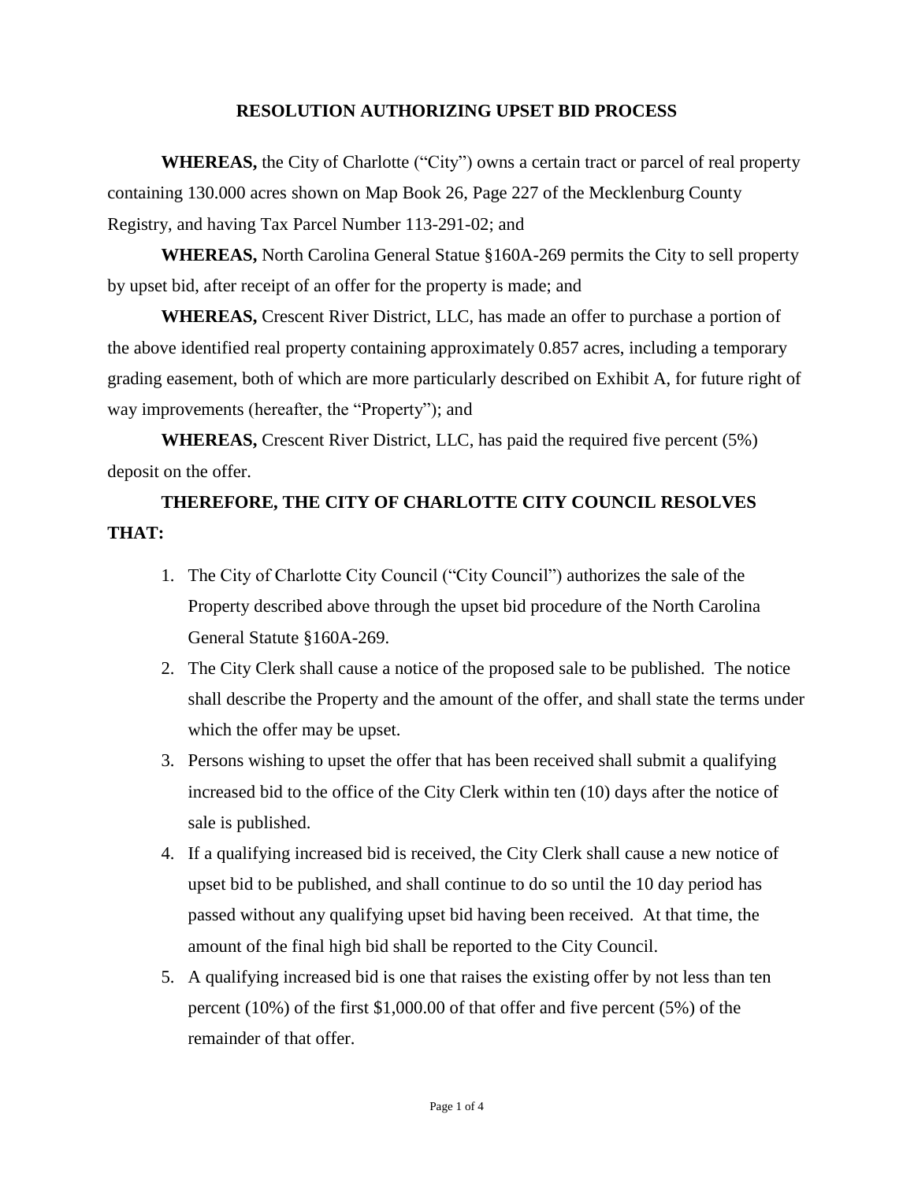# RESOLUTION AUTHORIZING UPSET BID PROCESS

**WHEREAS,** the City of Charlotte ("City") owns a certain tract or parcel of real property containing 130.000 acres shown on Map Book 26, Page 227 of the Mecklenburg County Registry, and having Tax Parcel Number 113-291-02; and

**WHEREAS,** North Carolina General Statue §160A-269 permits the City to sell property by upset bid, after receipt of an offer for the property is made; and

**WHEREAS,** Crescent River District, LLC, has made an offer to purchase a portion of the above identified real property containing approximately 0.857 acres, including a temporary grading easement, both of which are more particularly described on Exhibit A, for future right of way improvements (hereafter, the "Property"); and

**WHEREAS,** Crescent River District, LLC, has paid the required five percent (5%) deposit on the offer.

**THEREFORE, THE CITY OF CHARLOTTE CITY COUNCIL RESOLVES THAT:**

1. The City of Charlotte City Council ("City Council") authorizes the sale of the Property described above through the upset bid procedure of the North Carolina General Statute §160A-269.
2. The City Clerk shall cause a notice of the proposed sale to be published. The notice shall describe the Property and the amount of the offer, and shall state the terms under which the offer may be upset.
3. Persons wishing to upset the offer that has been received shall submit a qualifying increased bid to the office of the City Clerk within ten (10) days after the notice of sale is published.
4. If a qualifying increased bid is received, the City Clerk shall cause a new notice of upset bid to be published, and shall continue to do so until the 10 day period has passed without any qualifying upset bid having been received. At that time, the amount of the final high bid shall be reported to the City Council.
5. A qualifying increased bid is one that raises the existing offer by not less than ten percent (10%) of the first $1,000.00 of that offer and five percent (5%) of the remainder of that offer.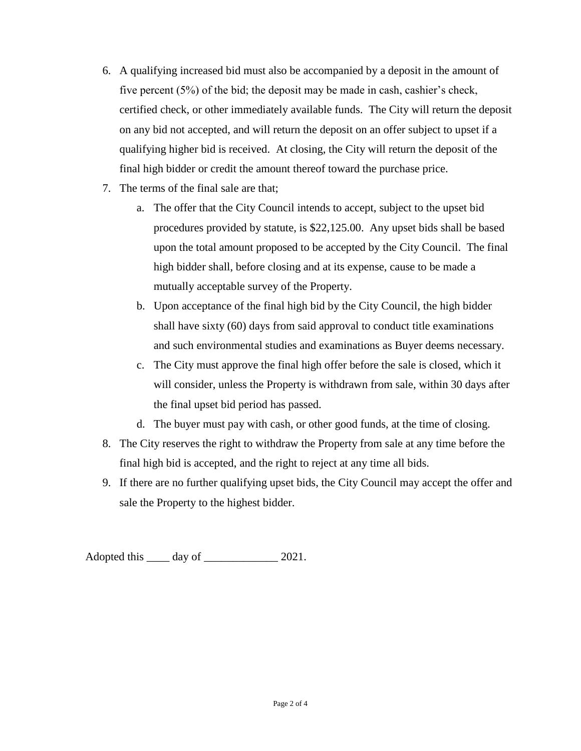6. A qualifying increased bid must also be accompanied by a deposit in the amount of five percent (5%) of the bid; the deposit may be made in cash, cashier's check, certified check, or other immediately available funds. The City will return the deposit on any bid not accepted, and will return the deposit on an offer subject to upset if a qualifying higher bid is received. At closing, the City will return the deposit of the final high bidder or credit the amount thereof toward the purchase price.
7. The terms of the final sale are that;
   a. The offer that the City Council intends to accept, subject to the upset bid procedures provided by statute, is $22,125.00. Any upset bids shall be based upon the total amount proposed to be accepted by the City Council. The final high bidder shall, before closing and at its expense, cause to be made a mutually acceptable survey of the Property.
   b. Upon acceptance of the final high bid by the City Council, the high bidder shall have sixty (60) days from said approval to conduct title examinations and such environmental studies and examinations as Buyer deems necessary.
   c. The City must approve the final high offer before the sale is closed, which it will consider, unless the Property is withdrawn from sale, within 30 days after the final upset bid period has passed.
   d. The buyer must pay with cash, or other good funds, at the time of closing.
8. The City reserves the right to withdraw the Property from sale at any time before the final high bid is accepted, and the right to reject at any time all bids.
9. If there are no further qualifying upset bids, the City Council may accept the offer and sale the Property to the highest bidder.

Adopted this ____ day of _____________ 2021.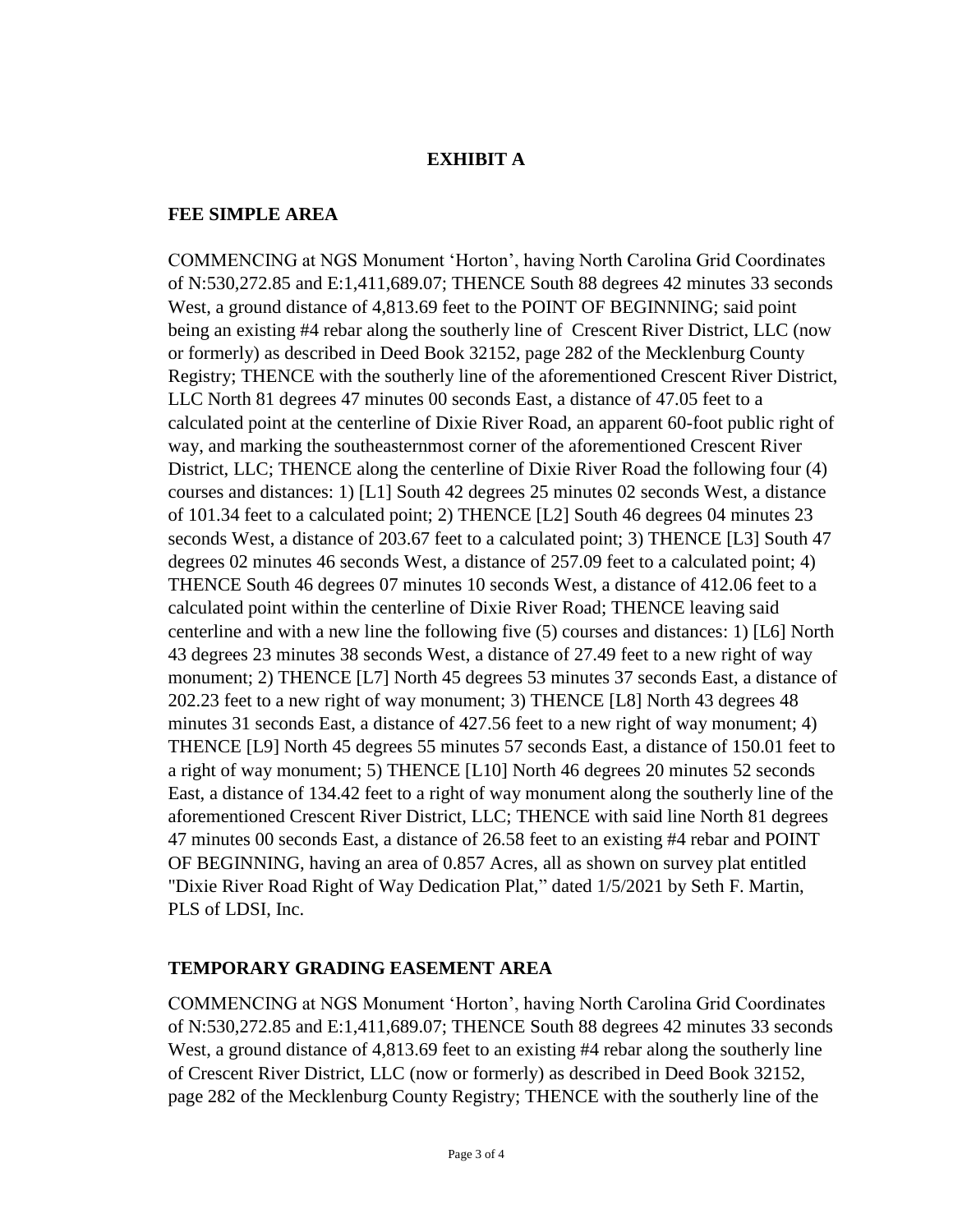## EXHIBIT A

### FEE SIMPLE AREA

COMMENCING at NGS Monument 'Horton', having North Carolina Grid Coordinates of N:530,272.85 and E:1,411,689.07; THENCE South 88 degrees 42 minutes 33 seconds West, a ground distance of 4,813.69 feet to the POINT OF BEGINNING; said point being an existing #4 rebar along the southerly line of Crescent River District, LLC (now or formerly) as described in Deed Book 32152, page 282 of the Mecklenburg County Registry; THENCE with the southerly line of the aforementioned Crescent River District, LLC North 81 degrees 47 minutes 00 seconds East, a distance of 47.05 feet to a calculated point at the centerline of Dixie River Road, an apparent 60-foot public right of way, and marking the southeasternmost corner of the aforementioned Crescent River District, LLC; THENCE along the centerline of Dixie River Road the following four (4) courses and distances: 1) [L1] South 42 degrees 25 minutes 02 seconds West, a distance of 101.34 feet to a calculated point; 2) THENCE [L2] South 46 degrees 04 minutes 23 seconds West, a distance of 203.67 feet to a calculated point; 3) THENCE [L3] South 47 degrees 02 minutes 46 seconds West, a distance of 257.09 feet to a calculated point; 4) THENCE South 46 degrees 07 minutes 10 seconds West, a distance of 412.06 feet to a calculated point within the centerline of Dixie River Road; THENCE leaving said centerline and with a new line the following five (5) courses and distances: 1) [L6] North 43 degrees 23 minutes 38 seconds West, a distance of 27.49 feet to a new right of way monument; 2) THENCE [L7] North 45 degrees 53 minutes 37 seconds East, a distance of 202.23 feet to a new right of way monument; 3) THENCE [L8] North 43 degrees 48 minutes 31 seconds East, a distance of 427.56 feet to a new right of way monument; 4) THENCE [L9] North 45 degrees 55 minutes 57 seconds East, a distance of 150.01 feet to a right of way monument; 5) THENCE [L10] North 46 degrees 20 minutes 52 seconds East, a distance of 134.42 feet to a right of way monument along the southerly line of the aforementioned Crescent River District, LLC; THENCE with said line North 81 degrees 47 minutes 00 seconds East, a distance of 26.58 feet to an existing #4 rebar and POINT OF BEGINNING, having an area of 0.857 Acres, all as shown on survey plat entitled "Dixie River Road Right of Way Dedication Plat," dated 1/5/2021 by Seth F. Martin, PLS of LDSI, Inc.

### TEMPORARY GRADING EASEMENT AREA

COMMENCING at NGS Monument 'Horton', having North Carolina Grid Coordinates of N:530,272.85 and E:1,411,689.07; THENCE South 88 degrees 42 minutes 33 seconds West, a ground distance of 4,813.69 feet to an existing #4 rebar along the southerly line of Crescent River District, LLC (now or formerly) as described in Deed Book 32152, page 282 of the Mecklenburg County Registry; THENCE with the southerly line of the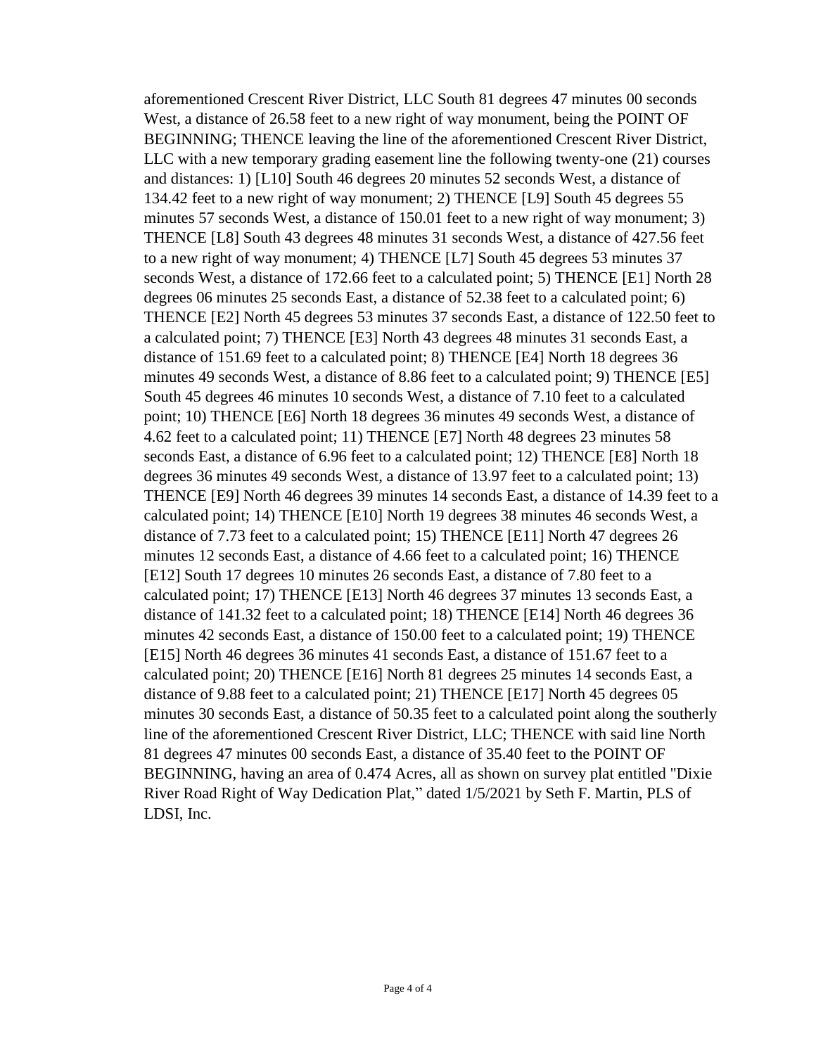aforementioned Crescent River District, LLC South 81 degrees 47 minutes 00 seconds West, a distance of 26.58 feet to a new right of way monument, being the POINT OF BEGINNING; THENCE leaving the line of the aforementioned Crescent River District, LLC with a new temporary grading easement line the following twenty-one (21) courses and distances: 1) [L10] South 46 degrees 20 minutes 52 seconds West, a distance of 134.42 feet to a new right of way monument; 2) THENCE [L9] South 45 degrees 55 minutes 57 seconds West, a distance of 150.01 feet to a new right of way monument; 3) THENCE [L8] South 43 degrees 48 minutes 31 seconds West, a distance of 427.56 feet to a new right of way monument; 4) THENCE [L7] South 45 degrees 53 minutes 37 seconds West, a distance of 172.66 feet to a calculated point; 5) THENCE [E1] North 28 degrees 06 minutes 25 seconds East, a distance of 52.38 feet to a calculated point; 6) THENCE [E2] North 45 degrees 53 minutes 37 seconds East, a distance of 122.50 feet to a calculated point; 7) THENCE [E3] North 43 degrees 48 minutes 31 seconds East, a distance of 151.69 feet to a calculated point; 8) THENCE [E4] North 18 degrees 36 minutes 49 seconds West, a distance of 8.86 feet to a calculated point; 9) THENCE [E5] South 45 degrees 46 minutes 10 seconds West, a distance of 7.10 feet to a calculated point; 10) THENCE [E6] North 18 degrees 36 minutes 49 seconds West, a distance of 4.62 feet to a calculated point; 11) THENCE [E7] North 48 degrees 23 minutes 58 seconds East, a distance of 6.96 feet to a calculated point; 12) THENCE [E8] North 18 degrees 36 minutes 49 seconds West, a distance of 13.97 feet to a calculated point; 13) THENCE [E9] North 46 degrees 39 minutes 14 seconds East, a distance of 14.39 feet to a calculated point; 14) THENCE [E10] North 19 degrees 38 minutes 46 seconds West, a distance of 7.73 feet to a calculated point; 15) THENCE [E11] North 47 degrees 26 minutes 12 seconds East, a distance of 4.66 feet to a calculated point; 16) THENCE [E12] South 17 degrees 10 minutes 26 seconds East, a distance of 7.80 feet to a calculated point; 17) THENCE [E13] North 46 degrees 37 minutes 13 seconds East, a distance of 141.32 feet to a calculated point; 18) THENCE [E14] North 46 degrees 36 minutes 42 seconds East, a distance of 150.00 feet to a calculated point; 19) THENCE [E15] North 46 degrees 36 minutes 41 seconds East, a distance of 151.67 feet to a calculated point; 20) THENCE [E16] North 81 degrees 25 minutes 14 seconds East, a distance of 9.88 feet to a calculated point; 21) THENCE [E17] North 45 degrees 05 minutes 30 seconds East, a distance of 50.35 feet to a calculated point along the southerly line of the aforementioned Crescent River District, LLC; THENCE with said line North 81 degrees 47 minutes 00 seconds East, a distance of 35.40 feet to the POINT OF BEGINNING, having an area of 0.474 Acres, all as shown on survey plat entitled "Dixie River Road Right of Way Dedication Plat," dated 1/5/2021 by Seth F. Martin, PLS of LDSI, Inc.